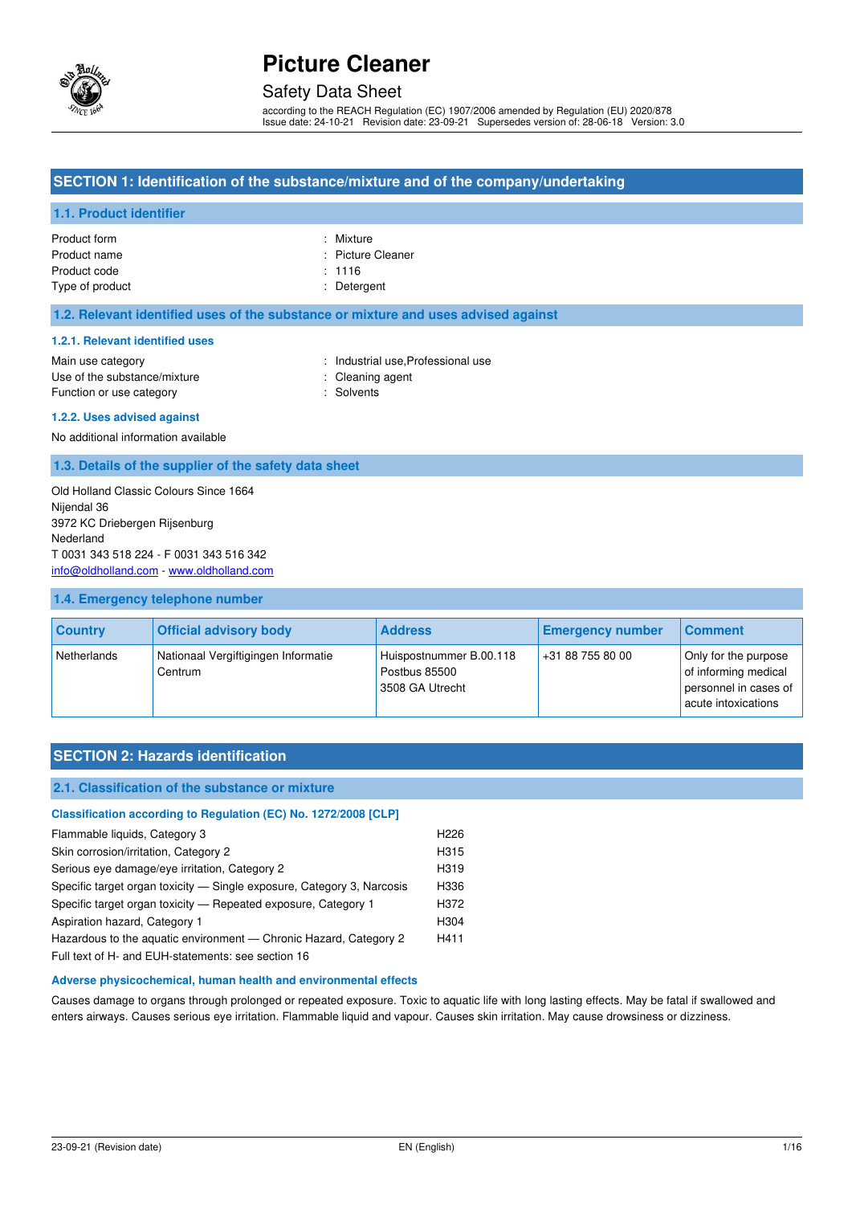# Picture Cleaner

Safety Data Sheet

according to the REACH Regulation (EC) 1907/2006 amended by Regulation (EU) 2020/878
Issue date: 24-10-21 Revision date: 23-09-21 Supersedes version of: 28-06-18 Version: 3.0

## SECTION 1: Identification of the substance/mixture and of the company/undertaking

### 1.1. Product identifier

| | |
|---|---|
| Product form | : Mixture |
| Product name | : Picture Cleaner |
| Product code | : 1116 |
| Type of product | : Detergent |

### 1.2. Relevant identified uses of the substance or mixture and uses advised against

#### 1.2.1. Relevant identified uses

| | |
|---|---|
| Main use category | : Industrial use,Professional use |
| Use of the substance/mixture | : Cleaning agent |
| Function or use category | : Solvents |

#### 1.2.2. Uses advised against

No additional information available

### 1.3. Details of the supplier of the safety data sheet

Old Holland Classic Colours Since 1664
Nijendal 36
3972 KC Driebergen Rijsenburg
Nederland
T 0031 343 518 224 - F 0031 343 516 342
info@oldholland.com - www.oldholland.com

### 1.4. Emergency telephone number

| Country | Official advisory body | Address | Emergency number | Comment |
|---|---|---|---|---|
| Netherlands | Nationaal Vergiftigingen Informatie Centrum | Huispostnummer B.00.118<br>Postbus 85500<br>3508 GA Utrecht | +31 88 755 80 00 | Only for the purpose of informing medical personnel in cases of acute intoxications |

## SECTION 2: Hazards identification

### 2.1. Classification of the substance or mixture

#### Classification according to Regulation (EC) No. 1272/2008 [CLP]

| | |
|---|---|
| Flammable liquids, Category 3 | H226 |
| Skin corrosion/irritation, Category 2 | H315 |
| Serious eye damage/eye irritation, Category 2 | H319 |
| Specific target organ toxicity — Single exposure, Category 3, Narcosis | H336 |
| Specific target organ toxicity — Repeated exposure, Category 1 | H372 |
| Aspiration hazard, Category 1 | H304 |
| Hazardous to the aquatic environment — Chronic Hazard, Category 2 | H411 |

Full text of H- and EUH-statements: see section 16

#### Adverse physicochemical, human health and environmental effects

Causes damage to organs through prolonged or repeated exposure. Toxic to aquatic life with long lasting effects. May be fatal if swallowed and enters airways. Causes serious eye irritation. Flammable liquid and vapour. Causes skin irritation. May cause drowsiness or dizziness.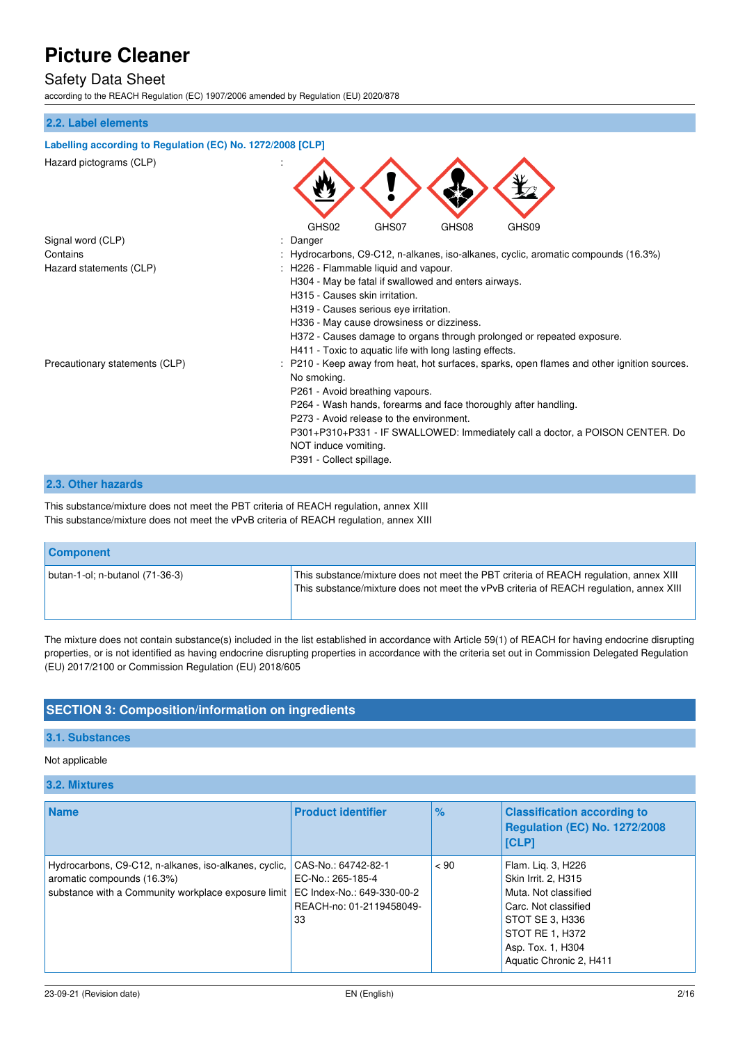### 2.2. Label elements

**Labelling according to Regulation (EC) No. 1272/2008 [CLP]**

| | | |
|---|---|---|
| Hazard pictograms (CLP) | : | GHS02 GHS07 GHS08 GHS09 |
| Signal word (CLP) | : | Danger |
| Contains | : | Hydrocarbons, C9-C12, n-alkanes, iso-alkanes, cyclic, aromatic compounds (16.3%) |
| Hazard statements (CLP) | : | H226 - Flammable liquid and vapour.<br>H304 - May be fatal if swallowed and enters airways.<br>H315 - Causes skin irritation.<br>H319 - Causes serious eye irritation.<br>H336 - May cause drowsiness or dizziness.<br>H372 - Causes damage to organs through prolonged or repeated exposure.<br>H411 - Toxic to aquatic life with long lasting effects. |
| Precautionary statements (CLP) | : | P210 - Keep away from heat, hot surfaces, sparks, open flames and other ignition sources. No smoking.<br>P261 - Avoid breathing vapours.<br>P264 - Wash hands, forearms and face thoroughly after handling.<br>P273 - Avoid release to the environment.<br>P301+P310+P331 - IF SWALLOWED: Immediately call a doctor, a POISON CENTER. Do NOT induce vomiting.<br>P391 - Collect spillage. |

### 2.3. Other hazards

This substance/mixture does not meet the PBT criteria of REACH regulation, annex XIII
This substance/mixture does not meet the vPvB criteria of REACH regulation, annex XIII

| Component | |
|---|---|
| butan-1-ol; n-butanol (71-36-3) | This substance/mixture does not meet the PBT criteria of REACH regulation, annex XIII<br>This substance/mixture does not meet the vPvB criteria of REACH regulation, annex XIII |

The mixture does not contain substance(s) included in the list established in accordance with Article 59(1) of REACH for having endocrine disrupting properties, or is not identified as having endocrine disrupting properties in accordance with the criteria set out in Commission Delegated Regulation (EU) 2017/2100 or Commission Regulation (EU) 2018/605

## SECTION 3: Composition/information on ingredients

### 3.1. Substances

Not applicable

### 3.2. Mixtures

| Name | Product identifier | % | Classification according to Regulation (EC) No. 1272/2008 [CLP] |
|---|---|---|---|
| Hydrocarbons, C9-C12, n-alkanes, iso-alkanes, cyclic, aromatic compounds (16.3%)<br>substance with a Community workplace exposure limit | CAS-No.: 64742-82-1<br>EC-No.: 265-185-4<br>EC Index-No.: 649-330-00-2<br>REACH-no: 01-2119458049-33 | < 90 | Flam. Liq. 3, H226<br>Skin Irrit. 2, H315<br>Muta. Not classified<br>Carc. Not classified<br>STOT SE 3, H336<br>STOT RE 1, H372<br>Asp. Tox. 1, H304<br>Aquatic Chronic 2, H411 |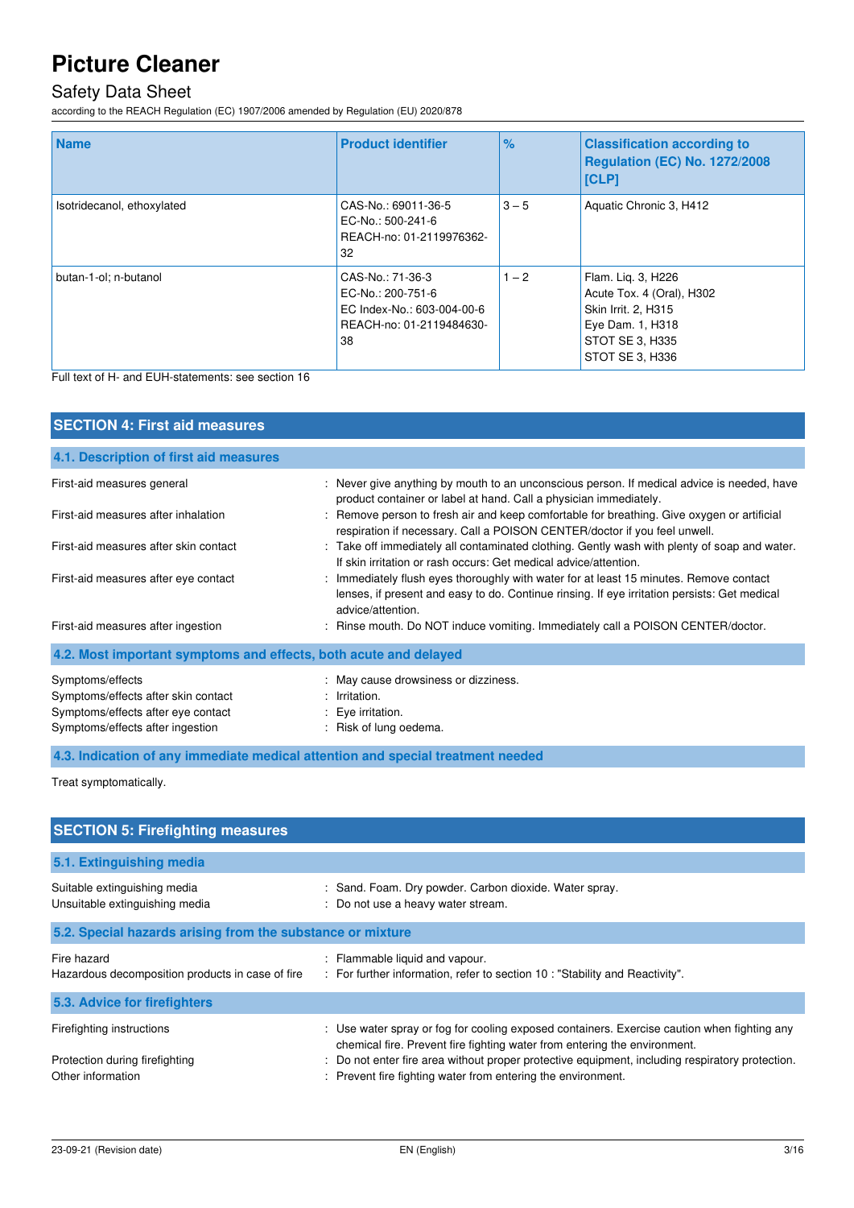| Name | Product identifier | % | Classification according to Regulation (EC) No. 1272/2008 [CLP] |
|---|---|---|---|
| Isotridecanol, ethoxylated | CAS-No.: 69011-36-5<br>EC-No.: 500-241-6<br>REACH-no: 01-2119976362-32 | 3 – 5 | Aquatic Chronic 3, H412 |
| butan-1-ol; n-butanol | CAS-No.: 71-36-3<br>EC-No.: 200-751-6<br>EC Index-No.: 603-004-00-6<br>REACH-no: 01-2119484630-38 | 1 – 2 | Flam. Liq. 3, H226<br>Acute Tox. 4 (Oral), H302<br>Skin Irrit. 2, H315<br>Eye Dam. 1, H318<br>STOT SE 3, H335<br>STOT SE 3, H336 |

Full text of H- and EUH-statements: see section 16

## SECTION 4: First aid measures

### 4.1. Description of first aid measures

First-aid measures general : Never give anything by mouth to an unconscious person. If medical advice is needed, have product container or label at hand. Call a physician immediately.

First-aid measures after inhalation : Remove person to fresh air and keep comfortable for breathing. Give oxygen or artificial respiration if necessary. Call a POISON CENTER/doctor if you feel unwell.

First-aid measures after skin contact : Take off immediately all contaminated clothing. Gently wash with plenty of soap and water. If skin irritation or rash occurs: Get medical advice/attention.

First-aid measures after eye contact : Immediately flush eyes thoroughly with water for at least 15 minutes. Remove contact lenses, if present and easy to do. Continue rinsing. If eye irritation persists: Get medical advice/attention.

First-aid measures after ingestion : Rinse mouth. Do NOT induce vomiting. Immediately call a POISON CENTER/doctor.

### 4.2. Most important symptoms and effects, both acute and delayed

Symptoms/effects : May cause drowsiness or dizziness.

Symptoms/effects after skin contact : Irritation.

Symptoms/effects after eye contact : Eye irritation.

Symptoms/effects after ingestion : Risk of lung oedema.

### 4.3. Indication of any immediate medical attention and special treatment needed

Treat symptomatically.

## SECTION 5: Firefighting measures

### 5.1. Extinguishing media

Suitable extinguishing media : Sand. Foam. Dry powder. Carbon dioxide. Water spray.

Unsuitable extinguishing media : Do not use a heavy water stream.

### 5.2. Special hazards arising from the substance or mixture

Fire hazard : Flammable liquid and vapour.

Hazardous decomposition products in case of fire : For further information, refer to section 10 : "Stability and Reactivity".

### 5.3. Advice for firefighters

Firefighting instructions : Use water spray or fog for cooling exposed containers. Exercise caution when fighting any chemical fire. Prevent fire fighting water from entering the environment.

Protection during firefighting : Do not enter fire area without proper protective equipment, including respiratory protection.

Other information : Prevent fire fighting water from entering the environment.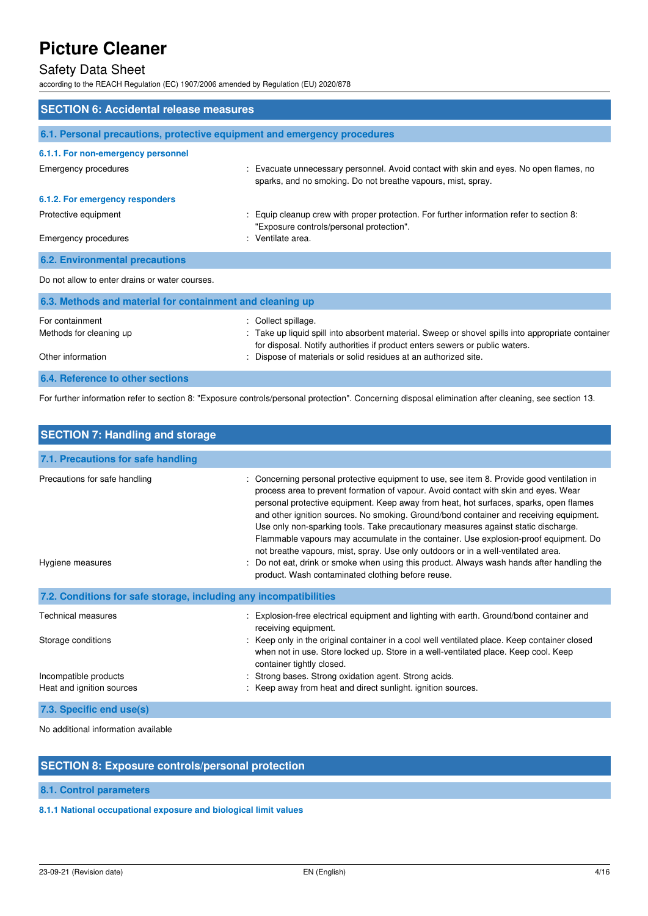## SECTION 6: Accidental release measures

### 6.1. Personal precautions, protective equipment and emergency procedures

#### 6.1.1. For non-emergency personnel

| | |
|---|---|
| Emergency procedures | : Evacuate unnecessary personnel. Avoid contact with skin and eyes. No open flames, no sparks, and no smoking. Do not breathe vapours, mist, spray. |

#### 6.1.2. For emergency responders

| | |
|---|---|
| Protective equipment | : Equip cleanup crew with proper protection. For further information refer to section 8: "Exposure controls/personal protection". |
| Emergency procedures | : Ventilate area. |

### 6.2. Environmental precautions

Do not allow to enter drains or water courses.

### 6.3. Methods and material for containment and cleaning up

| | |
|---|---|
| For containment | : Collect spillage. |
| Methods for cleaning up | : Take up liquid spill into absorbent material. Sweep or shovel spills into appropriate container for disposal. Notify authorities if product enters sewers or public waters. |
| Other information | : Dispose of materials or solid residues at an authorized site. |

### 6.4. Reference to other sections

For further information refer to section 8: "Exposure controls/personal protection". Concerning disposal elimination after cleaning, see section 13.

## SECTION 7: Handling and storage

### 7.1. Precautions for safe handling

| | |
|---|---|
| Precautions for safe handling | : Concerning personal protective equipment to use, see item 8. Provide good ventilation in process area to prevent formation of vapour. Avoid contact with skin and eyes. Wear personal protective equipment. Keep away from heat, hot surfaces, sparks, open flames and other ignition sources. No smoking. Ground/bond container and receiving equipment. Use only non-sparking tools. Take precautionary measures against static discharge. Flammable vapours may accumulate in the container. Use explosion-proof equipment. Do not breathe vapours, mist, spray. Use only outdoors or in a well-ventilated area. |
| Hygiene measures | : Do not eat, drink or smoke when using this product. Always wash hands after handling the product. Wash contaminated clothing before reuse. |

### 7.2. Conditions for safe storage, including any incompatibilities

| | |
|---|---|
| Technical measures | : Explosion-free electrical equipment and lighting with earth. Ground/bond container and receiving equipment. |
| Storage conditions | : Keep only in the original container in a cool well ventilated place. Keep container closed when not in use. Store locked up. Store in a well-ventilated place. Keep cool. Keep container tightly closed. |
| Incompatible products | : Strong bases. Strong oxidation agent. Strong acids. |
| Heat and ignition sources | : Keep away from heat and direct sunlight. ignition sources. |

### 7.3. Specific end use(s)

No additional information available

## SECTION 8: Exposure controls/personal protection

### 8.1. Control parameters

#### 8.1.1 National occupational exposure and biological limit values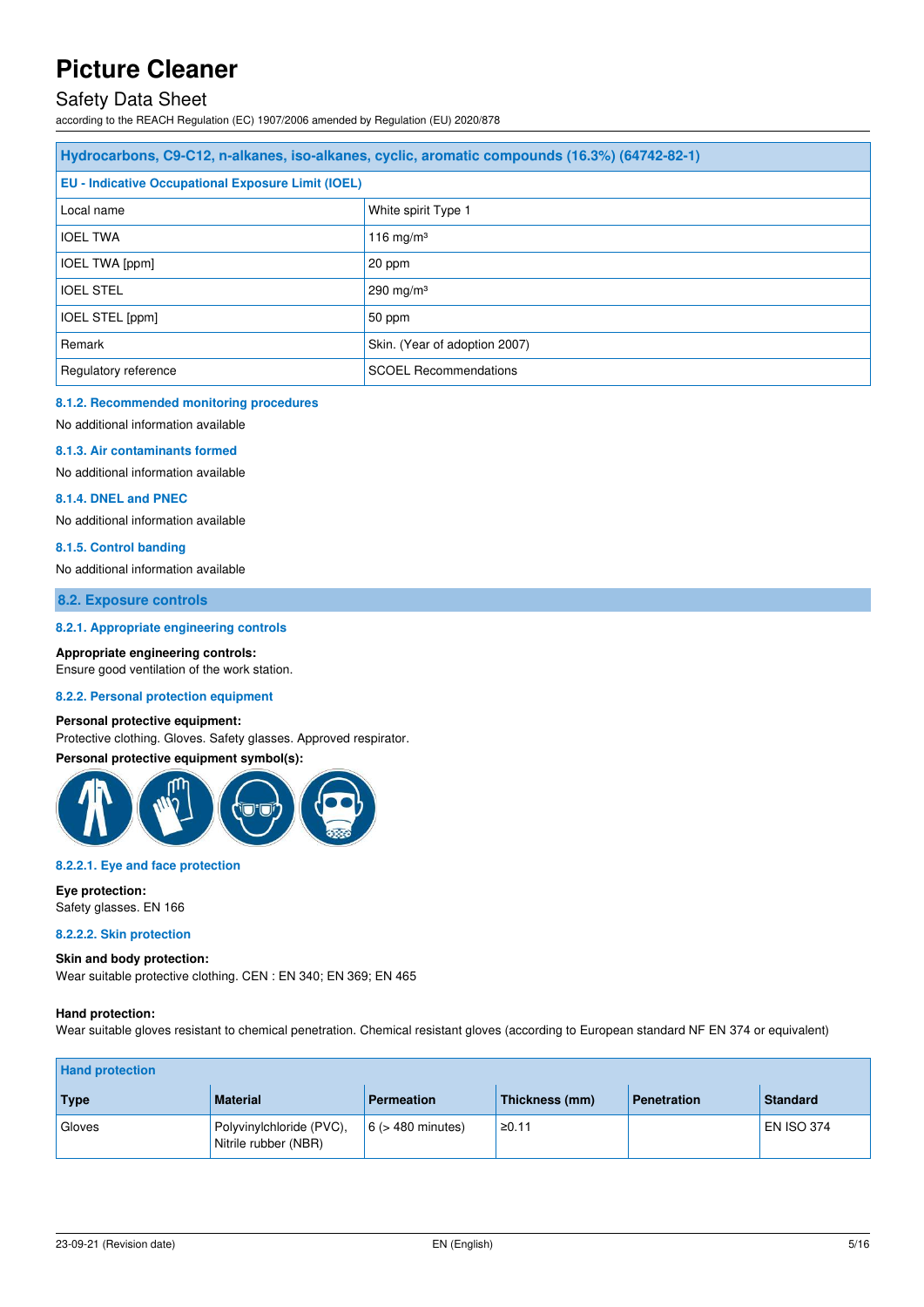| Hydrocarbons, C9-C12, n-alkanes, iso-alkanes, cyclic, aromatic compounds (16.3%) (64742-82-1) | |
|---|---|
| **EU - Indicative Occupational Exposure Limit (IOEL)** | |
| Local name | White spirit Type 1 |
| IOEL TWA | 116 mg/m³ |
| IOEL TWA [ppm] | 20 ppm |
| IOEL STEL | 290 mg/m³ |
| IOEL STEL [ppm] | 50 ppm |
| Remark | Skin. (Year of adoption 2007) |
| Regulatory reference | SCOEL Recommendations |

#### 8.1.2. Recommended monitoring procedures

No additional information available

#### 8.1.3. Air contaminants formed

No additional information available

#### 8.1.4. DNEL and PNEC

No additional information available

#### 8.1.5. Control banding

No additional information available

## 8.2. Exposure controls

#### 8.2.1. Appropriate engineering controls

**Appropriate engineering controls:**
Ensure good ventilation of the work station.

#### 8.2.2. Personal protection equipment

**Personal protective equipment:**
Protective clothing. Gloves. Safety glasses. Approved respirator.

**Personal protective equipment symbol(s):**

#### 8.2.2.1. Eye and face protection

**Eye protection:**
Safety glasses. EN 166

#### 8.2.2.2. Skin protection

**Skin and body protection:**
Wear suitable protective clothing. CEN : EN 340; EN 369; EN 465

**Hand protection:**
Wear suitable gloves resistant to chemical penetration. Chemical resistant gloves (according to European standard NF EN 374 or equivalent)

| Hand protection | | | | | |
|---|---|---|---|---|---|
| **Type** | **Material** | **Permeation** | **Thickness (mm)** | **Penetration** | **Standard** |
| Gloves | Polyvinylchloride (PVC), Nitrile rubber (NBR) | 6 (> 480 minutes) | ≥0.11 | | EN ISO 374 |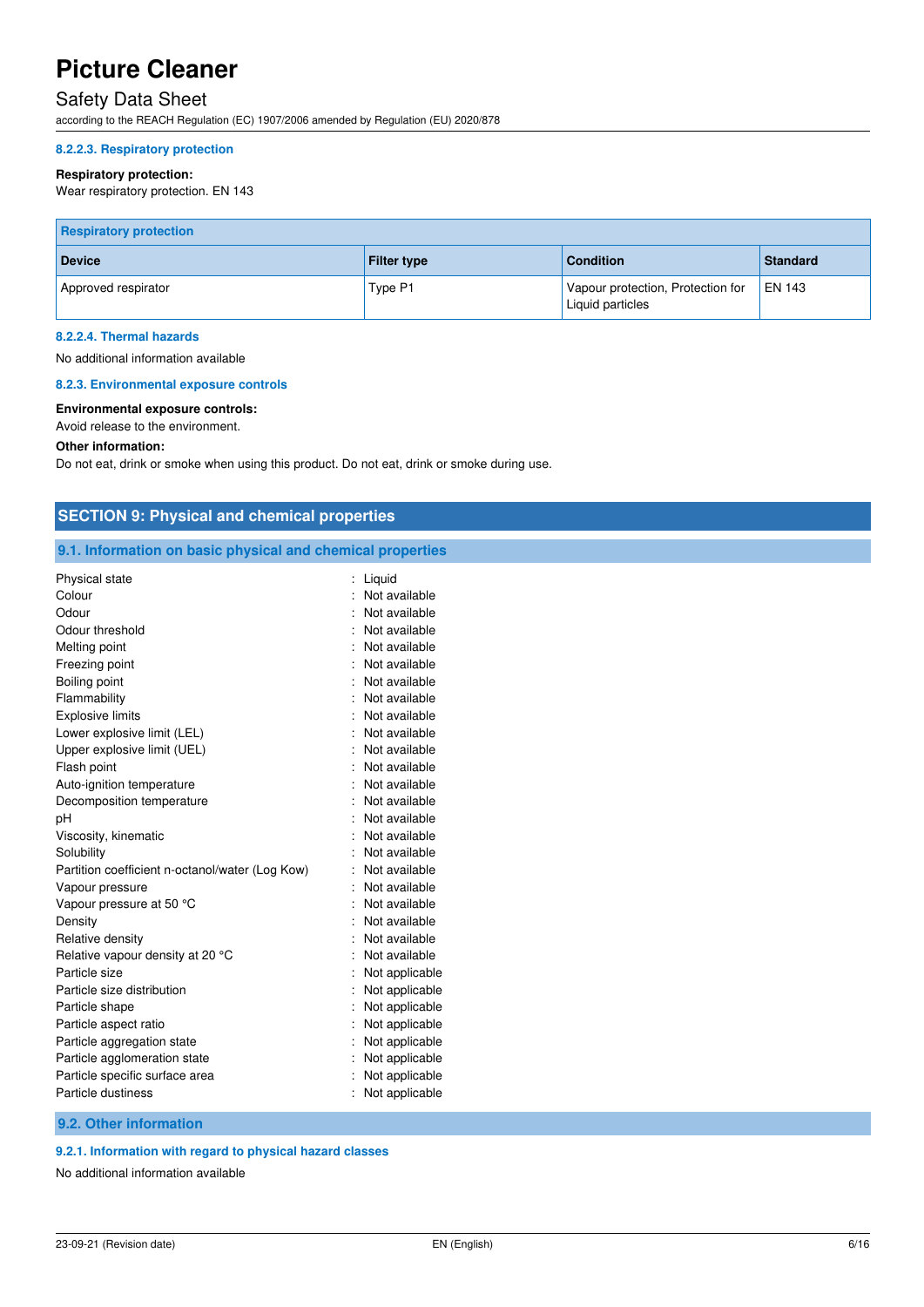#### 8.2.2.3. Respiratory protection

**Respiratory protection:**

Wear respiratory protection. EN 143

| Respiratory protection | | | |
|---|---|---|---|
| **Device** | **Filter type** | **Condition** | **Standard** |
| Approved respirator | Type P1 | Vapour protection, Protection for Liquid particles | EN 143 |

#### 8.2.2.4. Thermal hazards

No additional information available

#### 8.2.3. Environmental exposure controls

**Environmental exposure controls:**

Avoid release to the environment.

**Other information:**

Do not eat, drink or smoke when using this product. Do not eat, drink or smoke during use.

## SECTION 9: Physical and chemical properties

### 9.1. Information on basic physical and chemical properties

| | |
|---|---|
| Physical state | : Liquid |
| Colour | : Not available |
| Odour | : Not available |
| Odour threshold | : Not available |
| Melting point | : Not available |
| Freezing point | : Not available |
| Boiling point | : Not available |
| Flammability | : Not available |
| Explosive limits | : Not available |
| Lower explosive limit (LEL) | : Not available |
| Upper explosive limit (UEL) | : Not available |
| Flash point | : Not available |
| Auto-ignition temperature | : Not available |
| Decomposition temperature | : Not available |
| pH | : Not available |
| Viscosity, kinematic | : Not available |
| Solubility | : Not available |
| Partition coefficient n-octanol/water (Log Kow) | : Not available |
| Vapour pressure | : Not available |
| Vapour pressure at 50 °C | : Not available |
| Density | : Not available |
| Relative density | : Not available |
| Relative vapour density at 20 °C | : Not available |
| Particle size | : Not applicable |
| Particle size distribution | : Not applicable |
| Particle shape | : Not applicable |
| Particle aspect ratio | : Not applicable |
| Particle aggregation state | : Not applicable |
| Particle agglomeration state | : Not applicable |
| Particle specific surface area | : Not applicable |
| Particle dustiness | : Not applicable |

### 9.2. Other information

#### 9.2.1. Information with regard to physical hazard classes

No additional information available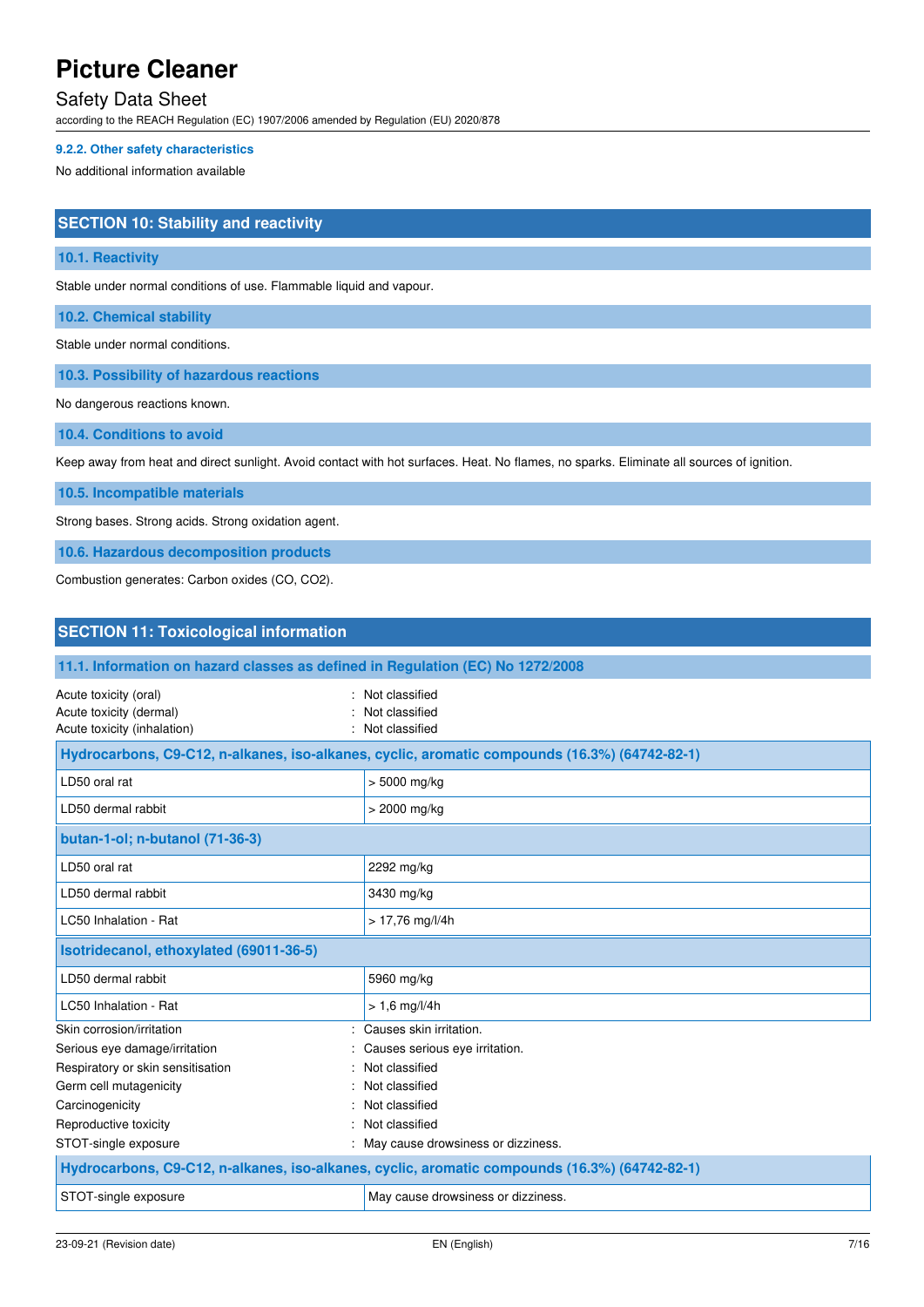#### 9.2.2. Other safety characteristics

No additional information available

## SECTION 10: Stability and reactivity

### 10.1. Reactivity

Stable under normal conditions of use. Flammable liquid and vapour.

### 10.2. Chemical stability

Stable under normal conditions.

### 10.3. Possibility of hazardous reactions

No dangerous reactions known.

### 10.4. Conditions to avoid

Keep away from heat and direct sunlight. Avoid contact with hot surfaces. Heat. No flames, no sparks. Eliminate all sources of ignition.

### 10.5. Incompatible materials

Strong bases. Strong acids. Strong oxidation agent.

### 10.6. Hazardous decomposition products

Combustion generates: Carbon oxides (CO, $CO_2$).

## SECTION 11: Toxicological information

### 11.1. Information on hazard classes as defined in Regulation (EC) No 1272/2008

Acute toxicity (oral) : Not classified
Acute toxicity (dermal) : Not classified
Acute toxicity (inhalation) : Not classified

| Hydrocarbons, C9-C12, n-alkanes, iso-alkanes, cyclic, aromatic compounds (16.3%) (64742-82-1) | |
|---|---|
| LD50 oral rat | > 5000 mg/kg |
| LD50 dermal rabbit | > 2000 mg/kg |
| **butan-1-ol; n-butanol (71-36-3)** | |
| LD50 oral rat | 2292 mg/kg |
| LD50 dermal rabbit | 3430 mg/kg |
| LC50 Inhalation - Rat | > 17,76 mg/l/4h |
| **Isotridecanol, ethoxylated (69011-36-5)** | |
| LD50 dermal rabbit | 5960 mg/kg |
| LC50 Inhalation - Rat | > 1,6 mg/l/4h |

Skin corrosion/irritation : Causes skin irritation.
Serious eye damage/irritation : Causes serious eye irritation.
Respiratory or skin sensitisation : Not classified
Germ cell mutagenicity : Not classified
Carcinogenicity : Not classified
Reproductive toxicity : Not classified
STOT-single exposure : May cause drowsiness or dizziness.

| Hydrocarbons, C9-C12, n-alkanes, iso-alkanes, cyclic, aromatic compounds (16.3%) (64742-82-1) | |
|---|---|
| STOT-single exposure | May cause drowsiness or dizziness. |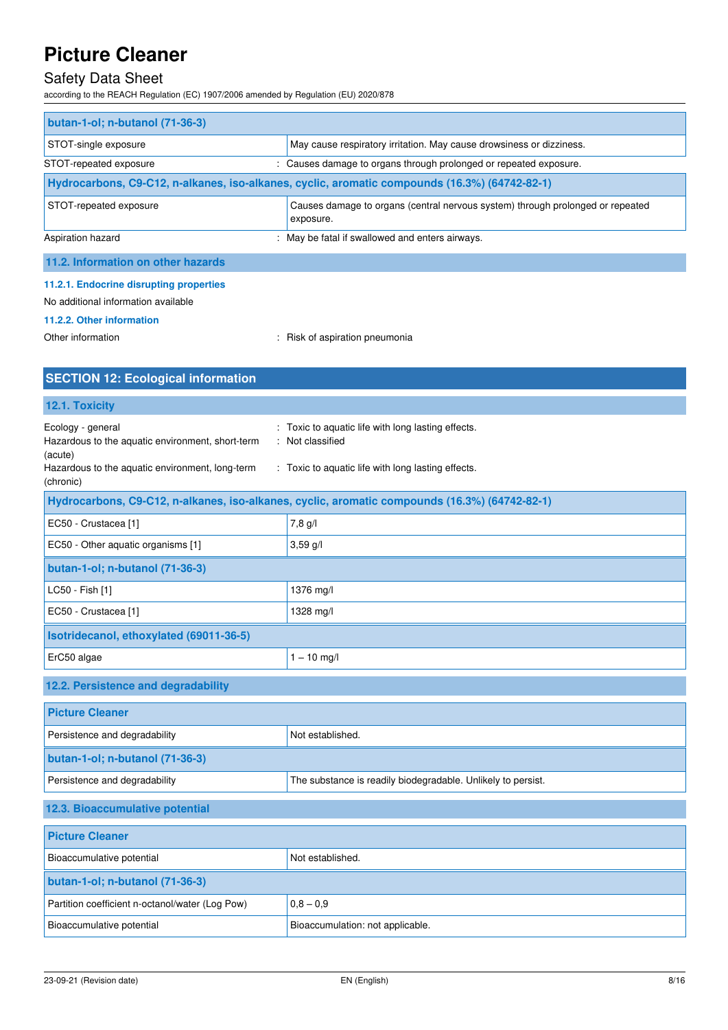| butan-1-ol; n-butanol (71-36-3) | |
|---|---|
| STOT-single exposure | May cause respiratory irritation. May cause drowsiness or dizziness. |
| STOT-repeated exposure | Causes damage to organs through prolonged or repeated exposure. |

| Hydrocarbons, C9-C12, n-alkanes, iso-alkanes, cyclic, aromatic compounds (16.3%) (64742-82-1) | |
|---|---|
| STOT-repeated exposure | Causes damage to organs (central nervous system) through prolonged or repeated exposure. |
| Aspiration hazard | May be fatal if swallowed and enters airways. |

### 11.2. Information on other hazards

#### 11.2.1. Endocrine disrupting properties

No additional information available

#### 11.2.2. Other information

Other information : Risk of aspiration pneumonia

## SECTION 12: Ecological information

### 12.1. Toxicity

Ecology - general : Toxic to aquatic life with long lasting effects.

Hazardous to the aquatic environment, short-term (acute) : Not classified

Hazardous to the aquatic environment, long-term (chronic) : Toxic to aquatic life with long lasting effects.

| Hydrocarbons, C9-C12, n-alkanes, iso-alkanes, cyclic, aromatic compounds (16.3%) (64742-82-1) | |
|---|---|
| EC50 - Crustacea [1] | 7,8 g/l |
| EC50 - Other aquatic organisms [1] | 3,59 g/l |

| butan-1-ol; n-butanol (71-36-3) | |
|---|---|
| LC50 - Fish [1] | 1376 mg/l |
| EC50 - Crustacea [1] | 1328 mg/l |

| Isotridecanol, ethoxylated (69011-36-5) | |
|---|---|
| ErC50 algae | 1 – 10 mg/l |

### 12.2. Persistence and degradability

| Picture Cleaner | |
|---|---|
| Persistence and degradability | Not established. |

| butan-1-ol; n-butanol (71-36-3) | |
|---|---|
| Persistence and degradability | The substance is readily biodegradable. Unlikely to persist. |

### 12.3. Bioaccumulative potential

| Picture Cleaner | |
|---|---|
| Bioaccumulative potential | Not established. |

| butan-1-ol; n-butanol (71-36-3) | |
|---|---|
| Partition coefficient n-octanol/water (Log Pow) | 0,8 – 0,9 |
| Bioaccumulative potential | Bioaccumulation: not applicable. |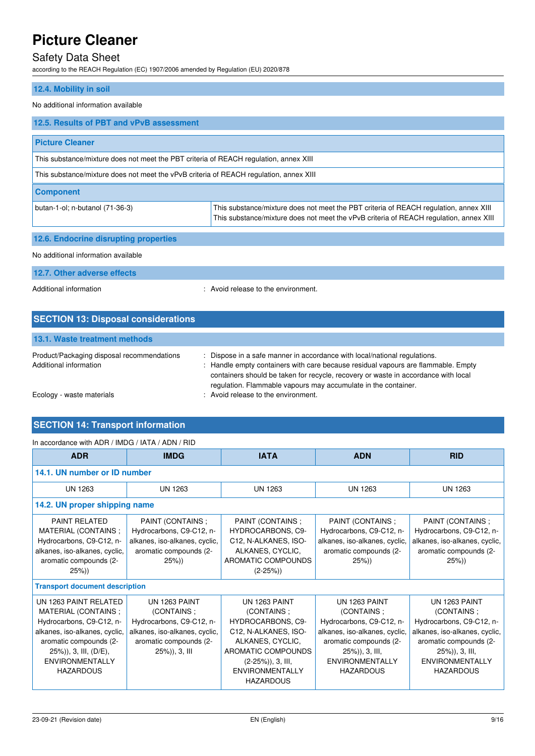### 12.4. Mobility in soil

No additional information available

### 12.5. Results of PBT and vPvB assessment

| Picture Cleaner | |
|---|---|
| This substance/mixture does not meet the PBT criteria of REACH regulation, annex XIII | |
| This substance/mixture does not meet the vPvB criteria of REACH regulation, annex XIII | |
| **Component** | |
| butan-1-ol; n-butanol (71-36-3) | This substance/mixture does not meet the PBT criteria of REACH regulation, annex XIII<br>This substance/mixture does not meet the vPvB criteria of REACH regulation, annex XIII |

### 12.6. Endocrine disrupting properties

No additional information available

### 12.7. Other adverse effects

Additional information : Avoid release to the environment.

## SECTION 13: Disposal considerations

### 13.1. Waste treatment methods

Product/Packaging disposal recommendations : Dispose in a safe manner in accordance with local/national regulations.

Additional information : Handle empty containers with care because residual vapours are flammable. Empty containers should be taken for recycle, recovery or waste in accordance with local regulation. Flammable vapours may accumulate in the container.

Ecology - waste materials : Avoid release to the environment.

## SECTION 14: Transport information

In accordance with ADR / IMDG / IATA / ADN / RID

| ADR | IMDG | IATA | ADN | RID |
|---|---|---|---|---|
| **14.1. UN number or ID number** | | | | |
| UN 1263 | UN 1263 | UN 1263 | UN 1263 | UN 1263 |
| **14.2. UN proper shipping name** | | | | |
| PAINT RELATED MATERIAL (CONTAINS ; Hydrocarbons, C9-C12, n-alkanes, iso-alkanes, cyclic, aromatic compounds (2-25%)) | PAINT (CONTAINS ; Hydrocarbons, C9-C12, n-alkanes, iso-alkanes, cyclic, aromatic compounds (2-25%)) | PAINT (CONTAINS ; HYDROCARBONS, C9-C12, N-ALKANES, ISO-ALKANES, CYCLIC, AROMATIC COMPOUNDS (2-25%)) | PAINT (CONTAINS ; Hydrocarbons, C9-C12, n-alkanes, iso-alkanes, cyclic, aromatic compounds (2-25%)) | PAINT (CONTAINS ; Hydrocarbons, C9-C12, n-alkanes, iso-alkanes, cyclic, aromatic compounds (2-25%)) |
| **Transport document description** | | | | |
| UN 1263 PAINT RELATED MATERIAL (CONTAINS ; Hydrocarbons, C9-C12, n-alkanes, iso-alkanes, cyclic, aromatic compounds (2-25%)), 3, III, (D/E), ENVIRONMENTALLY HAZARDOUS | UN 1263 PAINT (CONTAINS ; Hydrocarbons, C9-C12, n-alkanes, iso-alkanes, cyclic, aromatic compounds (2-25%)), 3, III | UN 1263 PAINT (CONTAINS ; HYDROCARBONS, C9-C12, N-ALKANES, ISO-ALKANES, CYCLIC, AROMATIC COMPOUNDS (2-25%)), 3, III, ENVIRONMENTALLY HAZARDOUS | UN 1263 PAINT (CONTAINS ; Hydrocarbons, C9-C12, n-alkanes, iso-alkanes, cyclic, aromatic compounds (2-25%)), 3, III, ENVIRONMENTALLY HAZARDOUS | UN 1263 PAINT (CONTAINS ; Hydrocarbons, C9-C12, n-alkanes, iso-alkanes, cyclic, aromatic compounds (2-25%)), 3, III, ENVIRONMENTALLY HAZARDOUS |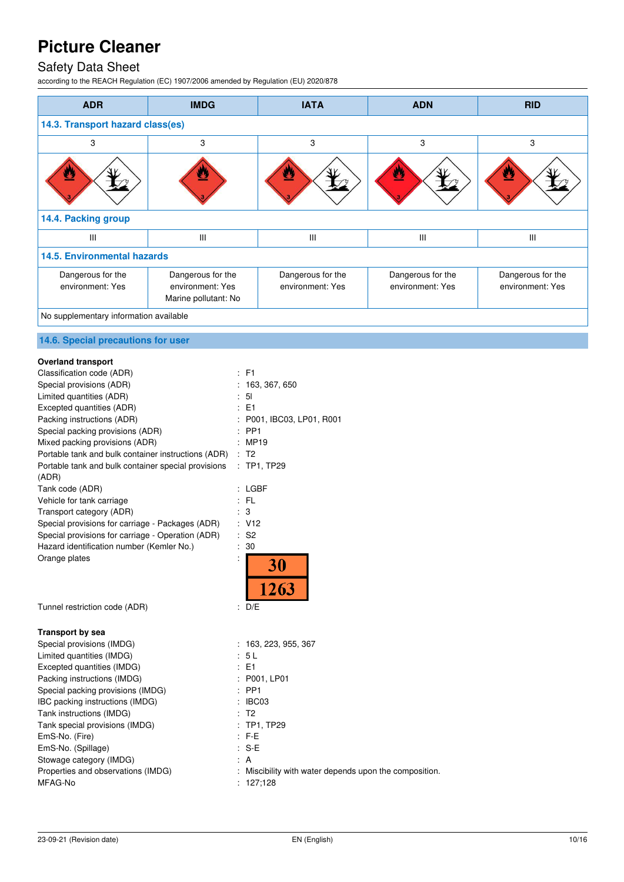| ADR | IMDG | IATA | ADN | RID |
|---|---|---|---|---|
| **14.3. Transport hazard class(es)** | | | | |
| 3 | 3 | 3 | 3 | 3 |
| | | | | |
| **14.4. Packing group** | | | | |
| III | III | III | III | III |
| **14.5. Environmental hazards** | | | | |
| Dangerous for the environment: Yes | Dangerous for the environment: Yes<br>Marine pollutant: No | Dangerous for the environment: Yes | Dangerous for the environment: Yes | Dangerous for the environment: Yes |
| No supplementary information available | | | | |

## 14.6. Special precautions for user

**Overland transport**

| | |
|---|---|
| Classification code (ADR) | : F1 |
| Special provisions (ADR) | : 163, 367, 650 |
| Limited quantities (ADR) | : 5l |
| Excepted quantities (ADR) | : E1 |
| Packing instructions (ADR) | : P001, IBC03, LP01, R001 |
| Special packing provisions (ADR) | : PP1 |
| Mixed packing provisions (ADR) | : MP19 |
| Portable tank and bulk container instructions (ADR) | : T2 |
| Portable tank and bulk container special provisions (ADR) | : TP1, TP29 |
| Tank code (ADR) | : LGBF |
| Vehicle for tank carriage | : FL |
| Transport category (ADR) | : 3 |
| Special provisions for carriage - Packages (ADR) | : V12 |
| Special provisions for carriage - Operation (ADR) | : S2 |
| Hazard identification number (Kemler No.) | : 30 |
| Orange plates | : 30 / 1263 |
| Tunnel restriction code (ADR) | : D/E |

**Transport by sea**

| | |
|---|---|
| Special provisions (IMDG) | : 163, 223, 955, 367 |
| Limited quantities (IMDG) | : 5 L |
| Excepted quantities (IMDG) | : E1 |
| Packing instructions (IMDG) | : P001, LP01 |
| Special packing provisions (IMDG) | : PP1 |
| IBC packing instructions (IMDG) | : IBC03 |
| Tank instructions (IMDG) | : T2 |
| Tank special provisions (IMDG) | : TP1, TP29 |
| EmS-No. (Fire) | : F-E |
| EmS-No. (Spillage) | : S-E |
| Stowage category (IMDG) | : A |
| Properties and observations (IMDG) | : Miscibility with water depends upon the composition. |
| MFAG-No | : 127;128 |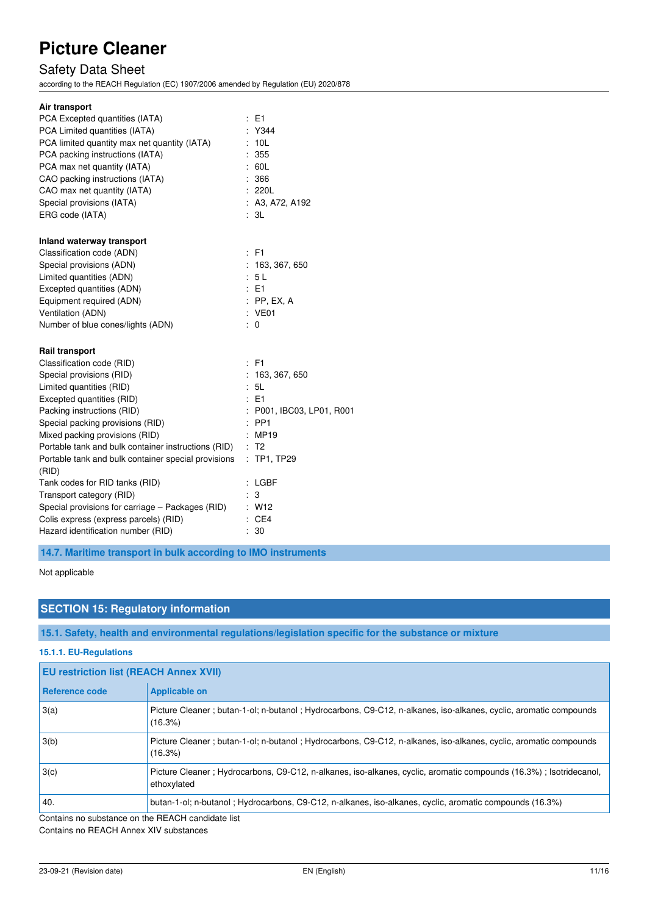**Air transport**

| | |
|---|---|
| PCA Excepted quantities (IATA) | : E1 |
| PCA Limited quantities (IATA) | : Y344 |
| PCA limited quantity max net quantity (IATA) | : 10L |
| PCA packing instructions (IATA) | : 355 |
| PCA max net quantity (IATA) | : 60L |
| CAO packing instructions (IATA) | : 366 |
| CAO max net quantity (IATA) | : 220L |
| Special provisions (IATA) | : A3, A72, A192 |
| ERG code (IATA) | : 3L |

**Inland waterway transport**

| | |
|---|---|
| Classification code (ADN) | : F1 |
| Special provisions (ADN) | : 163, 367, 650 |
| Limited quantities (ADN) | : 5 L |
| Excepted quantities (ADN) | : E1 |
| Equipment required (ADN) | : PP, EX, A |
| Ventilation (ADN) | : VE01 |
| Number of blue cones/lights (ADN) | : 0 |

**Rail transport**

| | |
|---|---|
| Classification code (RID) | : F1 |
| Special provisions (RID) | : 163, 367, 650 |
| Limited quantities (RID) | : 5L |
| Excepted quantities (RID) | : E1 |
| Packing instructions (RID) | : P001, IBC03, LP01, R001 |
| Special packing provisions (RID) | : PP1 |
| Mixed packing provisions (RID) | : MP19 |
| Portable tank and bulk container instructions (RID) | : T2 |
| Portable tank and bulk container special provisions (RID) | : TP1, TP29 |
| Tank codes for RID tanks (RID) | : LGBF |
| Transport category (RID) | : 3 |
| Special provisions for carriage – Packages (RID) | : W12 |
| Colis express (express parcels) (RID) | : CE4 |
| Hazard identification number (RID) | : 30 |

### 14.7. Maritime transport in bulk according to IMO instruments

Not applicable

## SECTION 15: Regulatory information

### 15.1. Safety, health and environmental regulations/legislation specific for the substance or mixture

#### 15.1.1. EU-Regulations

**EU restriction list (REACH Annex XVII)**

| Reference code | Applicable on |
|---|---|
| 3(a) | Picture Cleaner ; butan-1-ol; n-butanol ; Hydrocarbons, C9-C12, n-alkanes, iso-alkanes, cyclic, aromatic compounds (16.3%) |
| 3(b) | Picture Cleaner ; butan-1-ol; n-butanol ; Hydrocarbons, C9-C12, n-alkanes, iso-alkanes, cyclic, aromatic compounds (16.3%) |
| 3(c) | Picture Cleaner ; Hydrocarbons, C9-C12, n-alkanes, iso-alkanes, cyclic, aromatic compounds (16.3%) ; Isotridecanol, ethoxylated |
| 40. | butan-1-ol; n-butanol ; Hydrocarbons, C9-C12, n-alkanes, iso-alkanes, cyclic, aromatic compounds (16.3%) |

Contains no substance on the REACH candidate list

Contains no REACH Annex XIV substances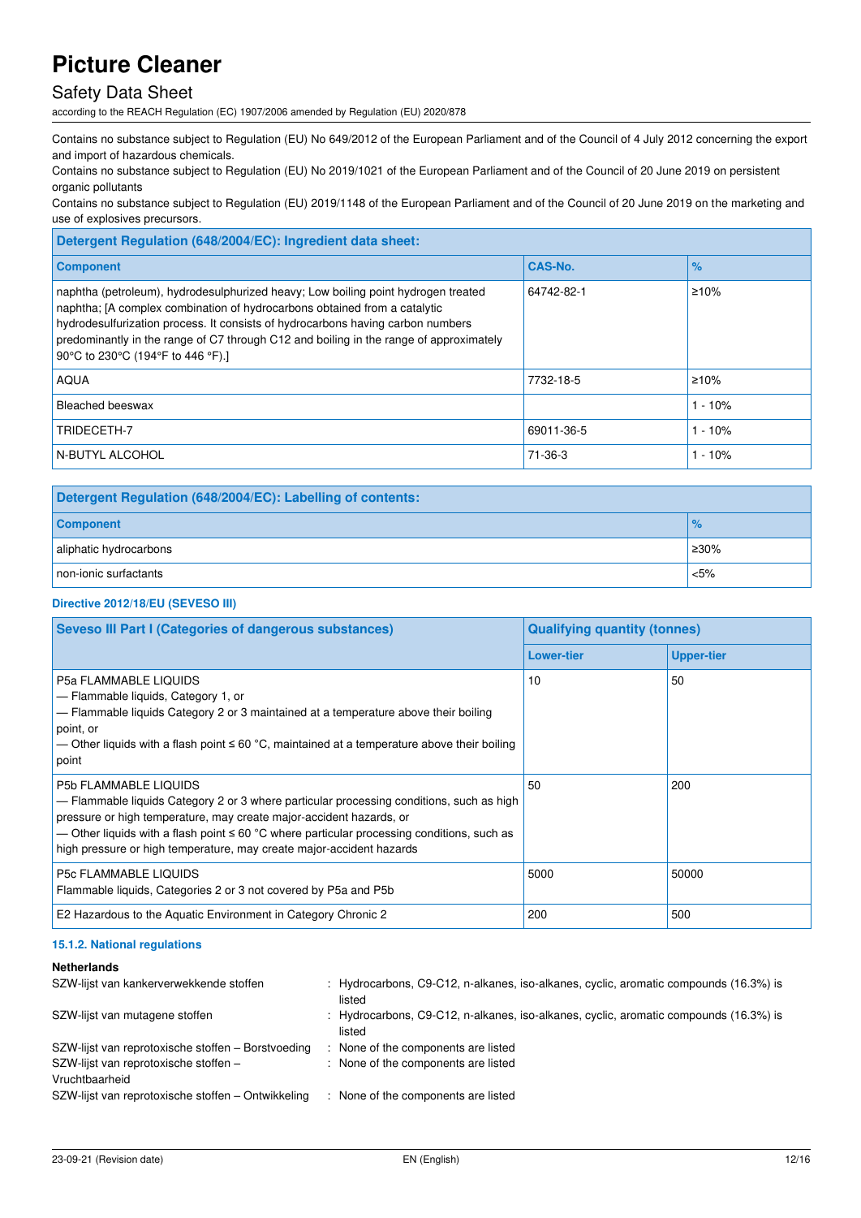Contains no substance subject to Regulation (EU) No 649/2012 of the European Parliament and of the Council of 4 July 2012 concerning the export and import of hazardous chemicals.
Contains no substance subject to Regulation (EU) No 2019/1021 of the European Parliament and of the Council of 20 June 2019 on persistent organic pollutants
Contains no substance subject to Regulation (EU) 2019/1148 of the European Parliament and of the Council of 20 June 2019 on the marketing and use of explosives precursors.

| Detergent Regulation (648/2004/EC): Ingredient data sheet: | | |
|---|---|---|
| **Component** | **CAS-No.** | **%** |
| naphtha (petroleum), hydrodesulphurized heavy; Low boiling point hydrogen treated naphtha; [A complex combination of hydrocarbons obtained from a catalytic hydrodesulfurization process. It consists of hydrocarbons having carbon numbers predominantly in the range of C7 through C12 and boiling in the range of approximately 90°C to 230°C (194°F to 446 °F).] | 64742-82-1 | ≥10% |
| AQUA | 7732-18-5 | ≥10% |
| Bleached beeswax | | 1 - 10% |
| TRIDECETH-7 | 69011-36-5 | 1 - 10% |
| N-BUTYL ALCOHOL | 71-36-3 | 1 - 10% |

| Detergent Regulation (648/2004/EC): Labelling of contents: | |
|---|---|
| **Component** | **%** |
| aliphatic hydrocarbons | ≥30% |
| non-ionic surfactants | <5% |

#### Directive 2012/18/EU (SEVESO III)

| Seveso III Part I (Categories of dangerous substances) | Qualifying quantity (tonnes) | |
|---|---|---|
| | **Lower-tier** | **Upper-tier** |
| P5a FLAMMABLE LIQUIDS<br>— Flammable liquids, Category 1, or<br>— Flammable liquids Category 2 or 3 maintained at a temperature above their boiling point, or<br>— Other liquids with a flash point ≤ 60 °C, maintained at a temperature above their boiling point | 10 | 50 |
| P5b FLAMMABLE LIQUIDS<br>— Flammable liquids Category 2 or 3 where particular processing conditions, such as high pressure or high temperature, may create major-accident hazards, or<br>— Other liquids with a flash point ≤ 60 °C where particular processing conditions, such as high pressure or high temperature, may create major-accident hazards | 50 | 200 |
| P5c FLAMMABLE LIQUIDS<br>Flammable liquids, Categories 2 or 3 not covered by P5a and P5b | 5000 | 50000 |
| E2 Hazardous to the Aquatic Environment in Category Chronic 2 | 200 | 500 |

#### 15.1.2. National regulations

**Netherlands**

| | |
|---|---|
| SZW-lijst van kankerverwekkende stoffen | : Hydrocarbons, C9-C12, n-alkanes, iso-alkanes, cyclic, aromatic compounds (16.3%) is listed |
| SZW-lijst van mutagene stoffen | : Hydrocarbons, C9-C12, n-alkanes, iso-alkanes, cyclic, aromatic compounds (16.3%) is listed |
| SZW-lijst van reprotoxische stoffen – Borstvoeding | : None of the components are listed |
| SZW-lijst van reprotoxische stoffen – Vruchtbaarheid | : None of the components are listed |
| SZW-lijst van reprotoxische stoffen – Ontwikkeling | : None of the components are listed |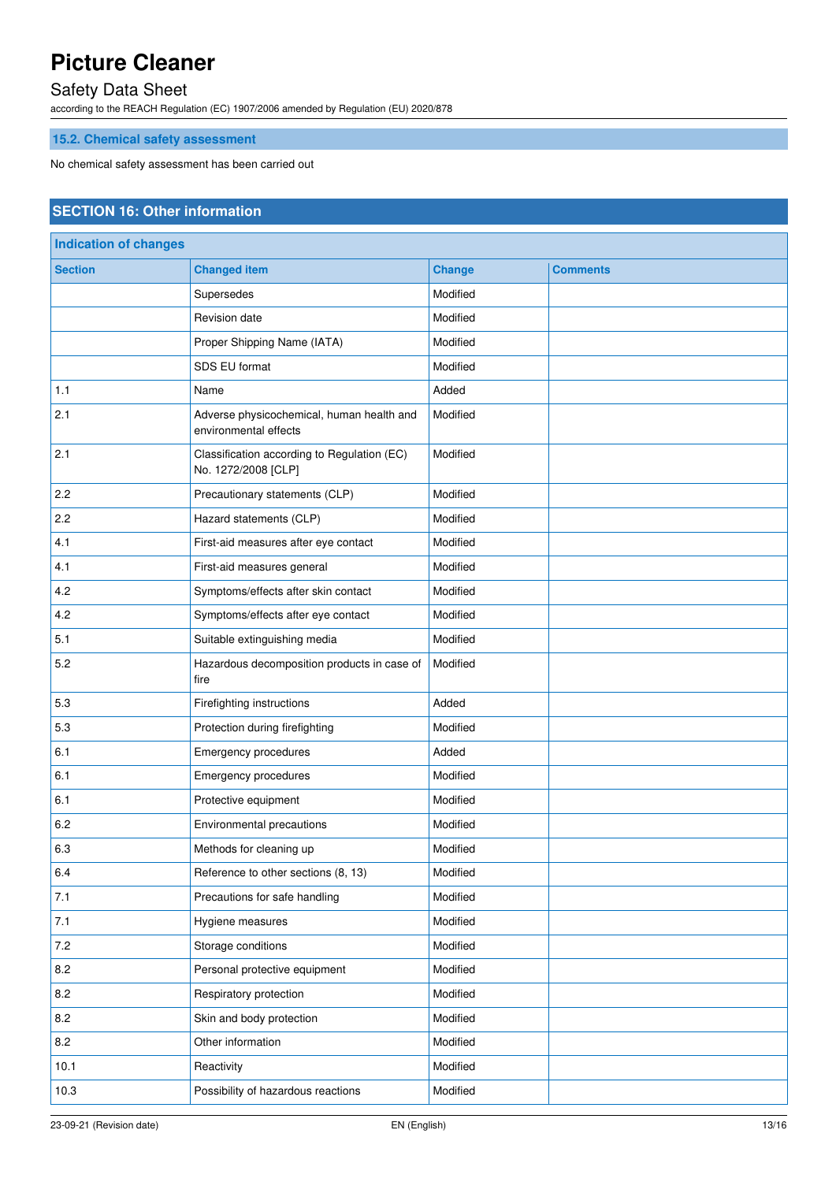### 15.2. Chemical safety assessment

No chemical safety assessment has been carried out

## SECTION 16: Other information

| Indication of changes | | | |
|---|---|---|---|
| **Section** | **Changed item** | **Change** | **Comments** |
| | Supersedes | Modified | |
| | Revision date | Modified | |
| | Proper Shipping Name (IATA) | Modified | |
| | SDS EU format | Modified | |
| 1.1 | Name | Added | |
| 2.1 | Adverse physicochemical, human health and environmental effects | Modified | |
| 2.1 | Classification according to Regulation (EC) No. 1272/2008 [CLP] | Modified | |
| 2.2 | Precautionary statements (CLP) | Modified | |
| 2.2 | Hazard statements (CLP) | Modified | |
| 4.1 | First-aid measures after eye contact | Modified | |
| 4.1 | First-aid measures general | Modified | |
| 4.2 | Symptoms/effects after skin contact | Modified | |
| 4.2 | Symptoms/effects after eye contact | Modified | |
| 5.1 | Suitable extinguishing media | Modified | |
| 5.2 | Hazardous decomposition products in case of fire | Modified | |
| 5.3 | Firefighting instructions | Added | |
| 5.3 | Protection during firefighting | Modified | |
| 6.1 | Emergency procedures | Added | |
| 6.1 | Emergency procedures | Modified | |
| 6.1 | Protective equipment | Modified | |
| 6.2 | Environmental precautions | Modified | |
| 6.3 | Methods for cleaning up | Modified | |
| 6.4 | Reference to other sections (8, 13) | Modified | |
| 7.1 | Precautions for safe handling | Modified | |
| 7.1 | Hygiene measures | Modified | |
| 7.2 | Storage conditions | Modified | |
| 8.2 | Personal protective equipment | Modified | |
| 8.2 | Respiratory protection | Modified | |
| 8.2 | Skin and body protection | Modified | |
| 8.2 | Other information | Modified | |
| 10.1 | Reactivity | Modified | |
| 10.3 | Possibility of hazardous reactions | Modified | |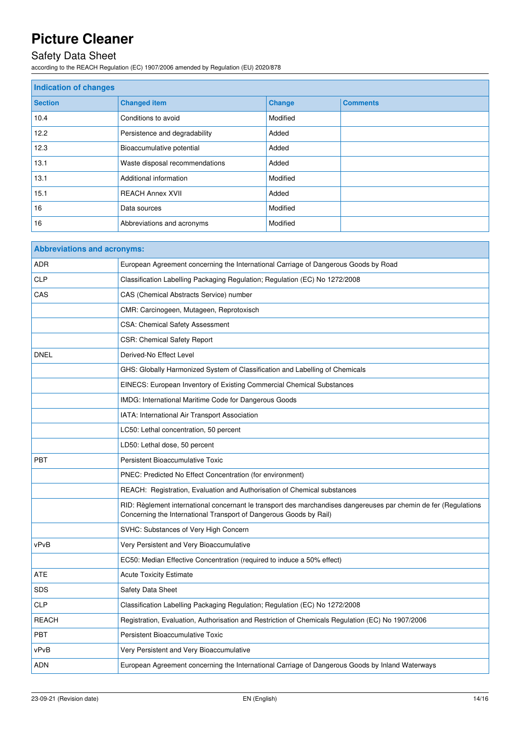# Picture Cleaner

## Safety Data Sheet

according to the REACH Regulation (EC) 1907/2006 amended by Regulation (EU) 2020/878

| Indication of changes | | | |
|---|---|---|---|
| **Section** | **Changed item** | **Change** | **Comments** |
| 10.4 | Conditions to avoid | Modified | |
| 12.2 | Persistence and degradability | Added | |
| 12.3 | Bioaccumulative potential | Added | |
| 13.1 | Waste disposal recommendations | Added | |
| 13.1 | Additional information | Modified | |
| 15.1 | REACH Annex XVII | Added | |
| 16 | Data sources | Modified | |
| 16 | Abbreviations and acronyms | Modified | |

| Abbreviations and acronyms: | |
|---|---|
| ADR | European Agreement concerning the International Carriage of Dangerous Goods by Road |
| CLP | Classification Labelling Packaging Regulation; Regulation (EC) No 1272/2008 |
| CAS | CAS (Chemical Abstracts Service) number |
| | CMR: Carcinogeen, Mutageen, Reprotoxisch |
| | CSA: Chemical Safety Assessment |
| | CSR: Chemical Safety Report |
| DNEL | Derived-No Effect Level |
| | GHS: Globally Harmonized System of Classification and Labelling of Chemicals |
| | EINECS: European Inventory of Existing Commercial Chemical Substances |
| | IMDG: International Maritime Code for Dangerous Goods |
| | IATA: International Air Transport Association |
| | LC50: Lethal concentration, 50 percent |
| | LD50: Lethal dose, 50 percent |
| PBT | Persistent Bioaccumulative Toxic |
| | PNEC: Predicted No Effect Concentration (for environment) |
| | REACH: Registration, Evaluation and Authorisation of Chemical substances |
| | RID: Règlement international concernant le transport des marchandises dangereuses par chemin de fer (Regulations Concerning the International Transport of Dangerous Goods by Rail) |
| | SVHC: Substances of Very High Concern |
| vPvB | Very Persistent and Very Bioaccumulative |
| | EC50: Median Effective Concentration (required to induce a 50% effect) |
| ATE | Acute Toxicity Estimate |
| SDS | Safety Data Sheet |
| CLP | Classification Labelling Packaging Regulation; Regulation (EC) No 1272/2008 |
| REACH | Registration, Evaluation, Authorisation and Restriction of Chemicals Regulation (EC) No 1907/2006 |
| PBT | Persistent Bioaccumulative Toxic |
| vPvB | Very Persistent and Very Bioaccumulative |
| ADN | European Agreement concerning the International Carriage of Dangerous Goods by Inland Waterways |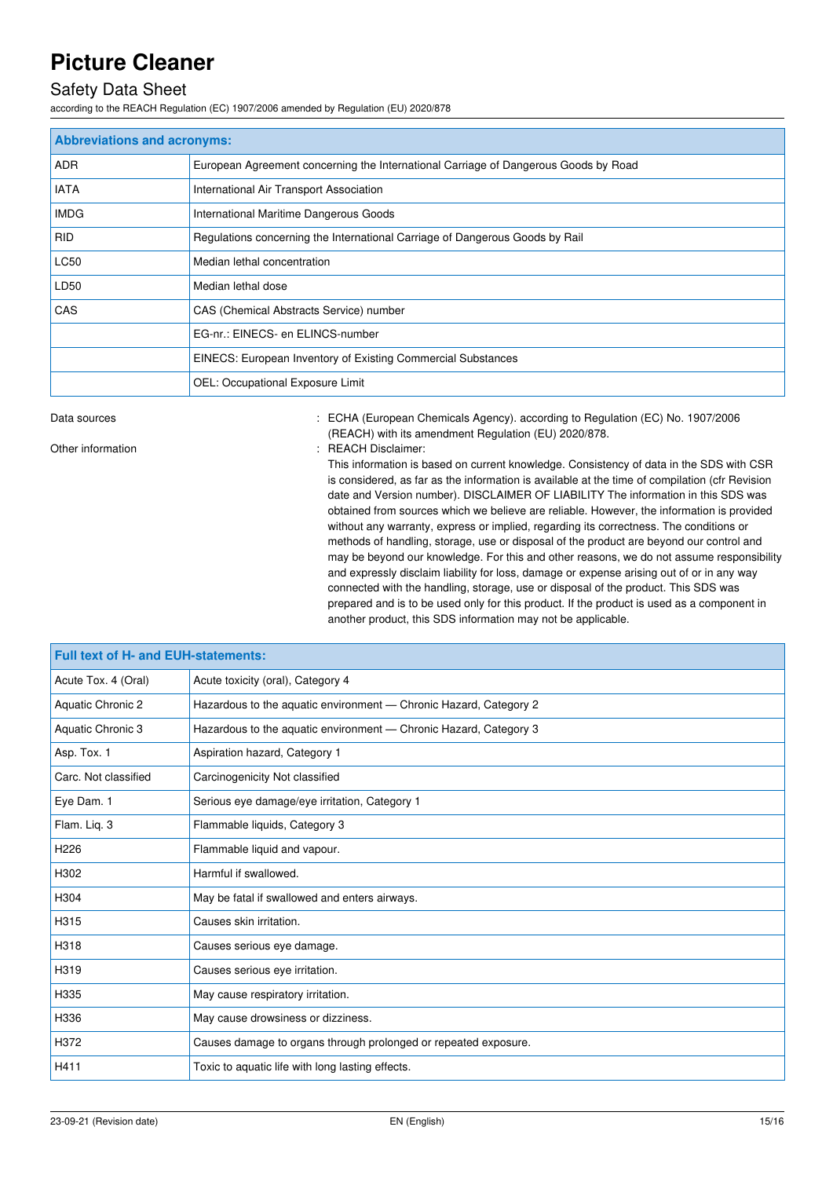| Abbreviations and acronyms: | |
|---|---|
| ADR | European Agreement concerning the International Carriage of Dangerous Goods by Road |
| IATA | International Air Transport Association |
| IMDG | International Maritime Dangerous Goods |
| RID | Regulations concerning the International Carriage of Dangerous Goods by Rail |
| LC50 | Median lethal concentration |
| LD50 | Median lethal dose |
| CAS | CAS (Chemical Abstracts Service) number |
| | EG-nr.: EINECS- en ELINCS-number |
| | EINECS: European Inventory of Existing Commercial Substances |
| | OEL: Occupational Exposure Limit |

Data sources : ECHA (European Chemicals Agency). according to Regulation (EC) No. 1907/2006 (REACH) with its amendment Regulation (EU) 2020/878.

Other information : REACH Disclaimer:
This information is based on current knowledge. Consistency of data in the SDS with CSR is considered, as far as the information is available at the time of compilation (cfr Revision date and Version number). DISCLAIMER OF LIABILITY The information in this SDS was obtained from sources which we believe are reliable. However, the information is provided without any warranty, express or implied, regarding its correctness. The conditions or methods of handling, storage, use or disposal of the product are beyond our control and may be beyond our knowledge. For this and other reasons, we do not assume responsibility and expressly disclaim liability for loss, damage or expense arising out of or in any way connected with the handling, storage, use or disposal of the product. This SDS was prepared and is to be used only for this product. If the product is used as a component in another product, this SDS information may not be applicable.

| Full text of H- and EUH-statements: | |
|---|---|
| Acute Tox. 4 (Oral) | Acute toxicity (oral), Category 4 |
| Aquatic Chronic 2 | Hazardous to the aquatic environment — Chronic Hazard, Category 2 |
| Aquatic Chronic 3 | Hazardous to the aquatic environment — Chronic Hazard, Category 3 |
| Asp. Tox. 1 | Aspiration hazard, Category 1 |
| Carc. Not classified | Carcinogenicity Not classified |
| Eye Dam. 1 | Serious eye damage/eye irritation, Category 1 |
| Flam. Liq. 3 | Flammable liquids, Category 3 |
| H226 | Flammable liquid and vapour. |
| H302 | Harmful if swallowed. |
| H304 | May be fatal if swallowed and enters airways. |
| H315 | Causes skin irritation. |
| H318 | Causes serious eye damage. |
| H319 | Causes serious eye irritation. |
| H335 | May cause respiratory irritation. |
| H336 | May cause drowsiness or dizziness. |
| H372 | Causes damage to organs through prolonged or repeated exposure. |
| H411 | Toxic to aquatic life with long lasting effects. |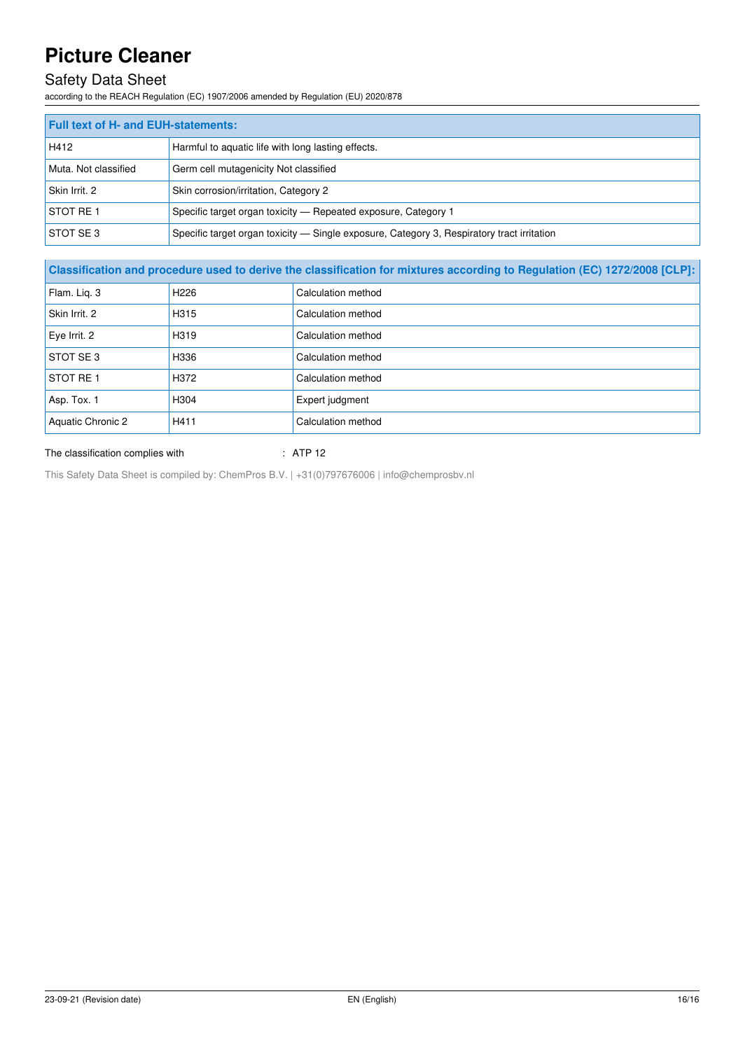| Full text of H- and EUH-statements: | |
|---|---|
| H412 | Harmful to aquatic life with long lasting effects. |
| Muta. Not classified | Germ cell mutagenicity Not classified |
| Skin Irrit. 2 | Skin corrosion/irritation, Category 2 |
| STOT RE 1 | Specific target organ toxicity — Repeated exposure, Category 1 |
| STOT SE 3 | Specific target organ toxicity — Single exposure, Category 3, Respiratory tract irritation |

| Classification and procedure used to derive the classification for mixtures according to Regulation (EC) 1272/2008 [CLP]: | | |
|---|---|---|
| Flam. Liq. 3 | H226 | Calculation method |
| Skin Irrit. 2 | H315 | Calculation method |
| Eye Irrit. 2 | H319 | Calculation method |
| STOT SE 3 | H336 | Calculation method |
| STOT RE 1 | H372 | Calculation method |
| Asp. Tox. 1 | H304 | Expert judgment |
| Aquatic Chronic 2 | H411 | Calculation method |

The classification complies with : ATP 12

This Safety Data Sheet is compiled by: ChemPros B.V. | +31(0)797676006 | info@chemprosbv.nl